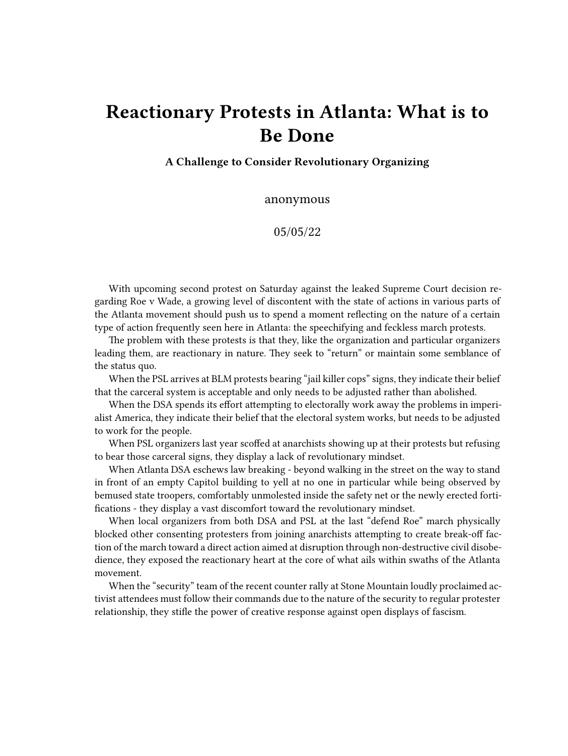# Reactionary Protests in Atlanta: What is to Be Done

**A Challenge to Consider Revolutionary Organizing**

anonymous

05/05/22

With upcoming second protest on Saturday against the leaked Supreme Court decision regarding Roe v Wade, a growing level of discontent with the state of actions in various parts of the Atlanta movement should push us to spend a moment reflecting on the nature of a certain type of action frequently seen here in Atlanta: the speechifying and feckless march protests.

The problem with these protests is that they, like the organization and particular organizers leading them, are reactionary in nature. They seek to "return" or maintain some semblance of the status quo.

When the PSL arrives at BLM protests bearing "jail killer cops" signs, they indicate their belief that the carceral system is acceptable and only needs to be adjusted rather than abolished.

When the DSA spends its effort attempting to electorally work away the problems in imperialist America, they indicate their belief that the electoral system works, but needs to be adjusted to work for the people.

When PSL organizers last year scoffed at anarchists showing up at their protests but refusing to bear those carceral signs, they display a lack of revolutionary mindset.

When Atlanta DSA eschews law breaking - beyond walking in the street on the way to stand in front of an empty Capitol building to yell at no one in particular while being observed by bemused state troopers, comfortably unmolested inside the safety net or the newly erected fortifications - they display a vast discomfort toward the revolutionary mindset.

When local organizers from both DSA and PSL at the last "defend Roe" march physically blocked other consenting protesters from joining anarchists attempting to create break-off faction of the march toward a direct action aimed at disruption through non-destructive civil disobedience, they exposed the reactionary heart at the core of what ails within swaths of the Atlanta movement.

When the "security" team of the recent counter rally at Stone Mountain loudly proclaimed activist attendees must follow their commands due to the nature of the security to regular protester relationship, they stifle the power of creative response against open displays of fascism.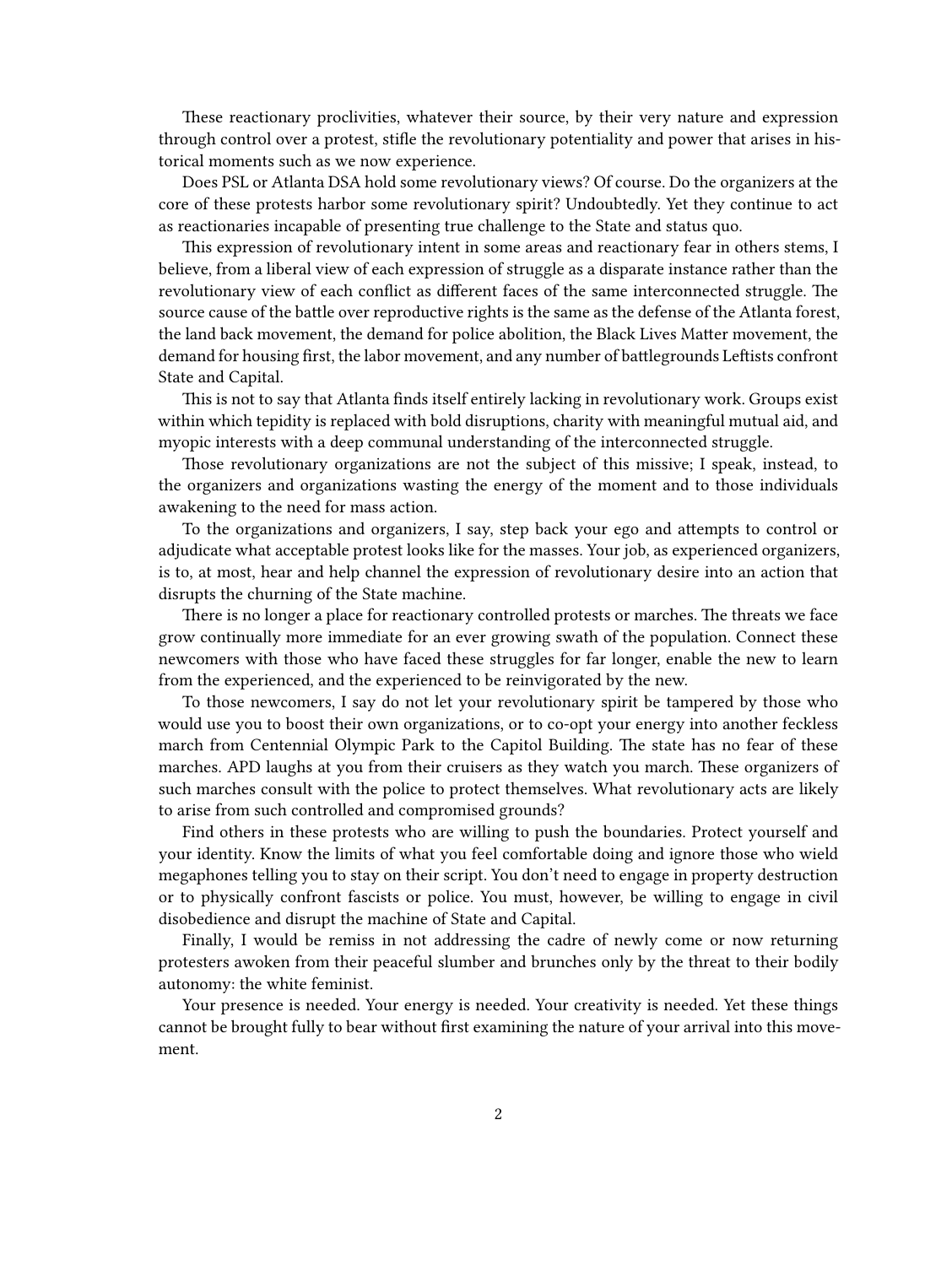These reactionary proclivities, whatever their source, by their very nature and expression through control over a protest, stifle the revolutionary potentiality and power that arises in historical moments such as we now experience.

Does PSL or Atlanta DSA hold some revolutionary views? Of course. Do the organizers at the core of these protests harbor some revolutionary spirit? Undoubtedly. Yet they continue to act as reactionaries incapable of presenting true challenge to the State and status quo.

This expression of revolutionary intent in some areas and reactionary fear in others stems, I believe, from a liberal view of each expression of struggle as a disparate instance rather than the revolutionary view of each conflict as different faces of the same interconnected struggle. The source cause of the battle over reproductive rights is the same as the defense of the Atlanta forest, the land back movement, the demand for police abolition, the Black Lives Matter movement, the demand for housing first, the labor movement, and any number of battlegrounds Leftists confront State and Capital.

This is not to say that Atlanta finds itself entirely lacking in revolutionary work. Groups exist within which tepidity is replaced with bold disruptions, charity with meaningful mutual aid, and myopic interests with a deep communal understanding of the interconnected struggle.

Those revolutionary organizations are not the subject of this missive; I speak, instead, to the organizers and organizations wasting the energy of the moment and to those individuals awakening to the need for mass action.

To the organizations and organizers, I say, step back your ego and attempts to control or adjudicate what acceptable protest looks like for the masses. Your job, as experienced organizers, is to, at most, hear and help channel the expression of revolutionary desire into an action that disrupts the churning of the State machine.

There is no longer a place for reactionary controlled protests or marches. The threats we face grow continually more immediate for an ever growing swath of the population. Connect these newcomers with those who have faced these struggles for far longer, enable the new to learn from the experienced, and the experienced to be reinvigorated by the new.

To those newcomers, I say do not let your revolutionary spirit be tampered by those who would use you to boost their own organizations, or to co-opt your energy into another feckless march from Centennial Olympic Park to the Capitol Building. The state has no fear of these marches. APD laughs at you from their cruisers as they watch you march. These organizers of such marches consult with the police to protect themselves. What revolutionary acts are likely to arise from such controlled and compromised grounds?

Find others in these protests who are willing to push the boundaries. Protect yourself and your identity. Know the limits of what you feel comfortable doing and ignore those who wield megaphones telling you to stay on their script. You don't need to engage in property destruction or to physically confront fascists or police. You must, however, be willing to engage in civil disobedience and disrupt the machine of State and Capital.

Finally, I would be remiss in not addressing the cadre of newly come or now returning protesters awoken from their peaceful slumber and brunches only by the threat to their bodily autonomy: the white feminist.

Your presence is needed. Your energy is needed. Your creativity is needed. Yet these things cannot be brought fully to bear without first examining the nature of your arrival into this movement.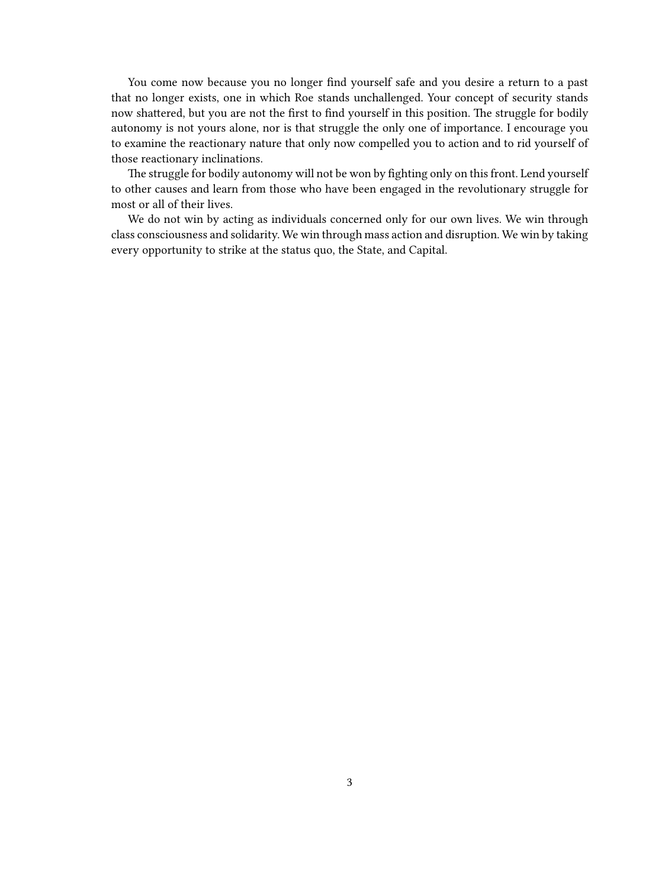You come now because you no longer find yourself safe and you desire a return to a past that no longer exists, one in which Roe stands unchallenged. Your concept of security stands now shattered, but you are not the first to find yourself in this position. The struggle for bodily autonomy is not yours alone, nor is that struggle the only one of importance. I encourage you to examine the reactionary nature that only now compelled you to action and to rid yourself of those reactionary inclinations.

The struggle for bodily autonomy will not be won by fighting only on this front. Lend yourself to other causes and learn from those who have been engaged in the revolutionary struggle for most or all of their lives.

We do not win by acting as individuals concerned only for our own lives. We win through class consciousness and solidarity. We win through mass action and disruption. We win by taking every opportunity to strike at the status quo, the State, and Capital.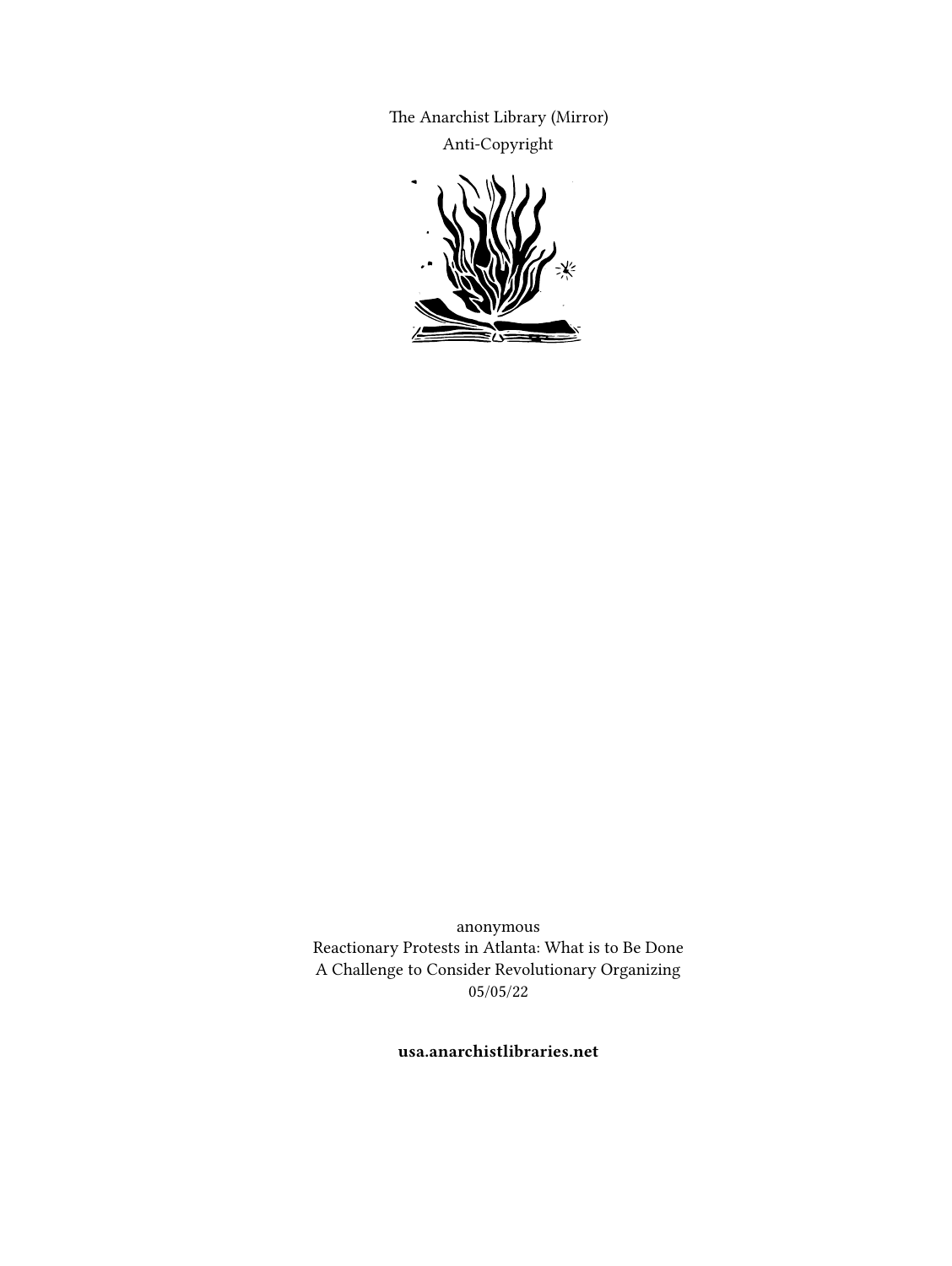The Anarchist Library (Mirror)
Anti-Copyright

anonymous
Reactionary Protests in Atlanta: What is to Be Done
A Challenge to Consider Revolutionary Organizing
05/05/22

**usa.anarchistlibraries.net**